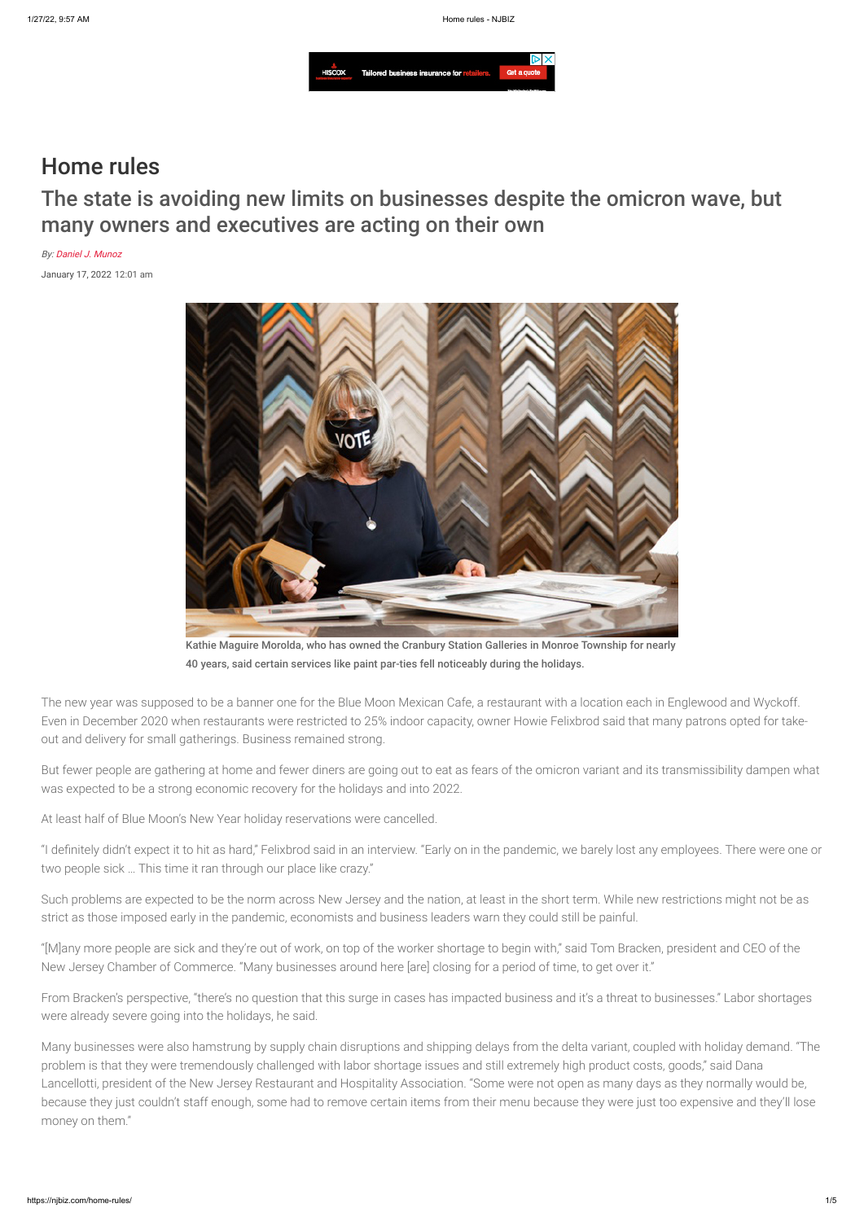# Home rules

## The state is avoiding new limits on businesses despite the omicron wave, but many owners and executives are acting on their own

*By: Daniel J. Munoz*

January 17, 2022 12:01 am

Kathie Maguire Morolda, who has owned the Cranbury Station Galleries in Monroe Township for nearly 40 years, said certain services like paint par-ties fell noticeably during the holidays.

The new year was supposed to be a banner one for the Blue Moon Mexican Cafe, a restaurant with a location each in Englewood and Wyckoff. Even in December 2020 when restaurants were restricted to 25% indoor capacity, owner Howie Felixbrod said that many patrons opted for take-out and delivery for small gatherings. Business remained strong.

But fewer people are gathering at home and fewer diners are going out to eat as fears of the omicron variant and its transmissibility dampen what was expected to be a strong economic recovery for the holidays and into 2022.

At least half of Blue Moon's New Year holiday reservations were cancelled.

"I definitely didn't expect it to hit as hard," Felixbrod said in an interview. "Early on in the pandemic, we barely lost any employees. There were one or two people sick … This time it ran through our place like crazy."

Such problems are expected to be the norm across New Jersey and the nation, at least in the short term. While new restrictions might not be as strict as those imposed early in the pandemic, economists and business leaders warn they could still be painful.

"[M]any more people are sick and they're out of work, on top of the worker shortage to begin with," said Tom Bracken, president and CEO of the New Jersey Chamber of Commerce. "Many businesses around here [are] closing for a period of time, to get over it."

From Bracken's perspective, "there's no question that this surge in cases has impacted business and it's a threat to businesses." Labor shortages were already severe going into the holidays, he said.

Many businesses were also hamstrung by supply chain disruptions and shipping delays from the delta variant, coupled with holiday demand. "The problem is that they were tremendously challenged with labor shortage issues and still extremely high product costs, goods," said Dana Lancellotti, president of the New Jersey Restaurant and Hospitality Association. "Some were not open as many days as they normally would be, because they just couldn't staff enough, some had to remove certain items from their menu because they were just too expensive and they'll lose money on them."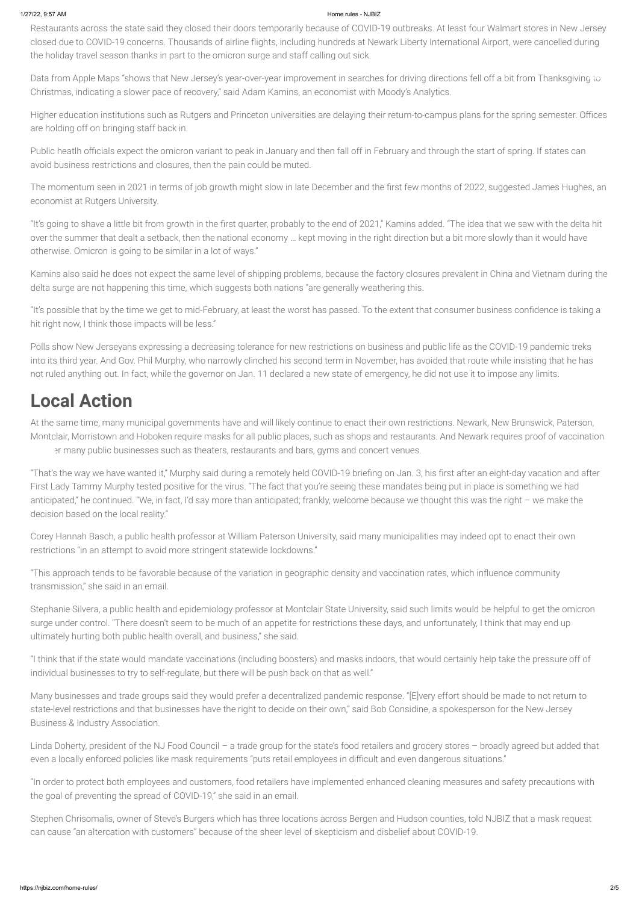Restaurants across the state said they closed their doors temporarily because of COVID-19 outbreaks. At least four Walmart stores in New Jersey closed due to COVID-19 concerns. Thousands of airline flights, including hundreds at Newark Liberty International Airport, were cancelled during the holiday travel season thanks in part to the omicron surge and staff calling out sick.

Data from Apple Maps "shows that New Jersey's year-over-year improvement in searches for driving directions fell off a bit from Thanksgiving to Christmas, indicating a slower pace of recovery," said Adam Kamins, an economist with Moody's Analytics.

Higher education institutions such as Rutgers and Princeton universities are delaying their return-to-campus plans for the spring semester. Offices are holding off on bringing staff back in.

Public heatlh officials expect the omicron variant to peak in January and then fall off in February and through the start of spring. If states can avoid business restrictions and closures, then the pain could be muted.

The momentum seen in 2021 in terms of job growth might slow in late December and the first few months of 2022, suggested James Hughes, an economist at Rutgers University.

"It's going to shave a little bit from growth in the first quarter, probably to the end of 2021," Kamins added. "The idea that we saw with the delta hit over the summer that dealt a setback, then the national economy … kept moving in the right direction but a bit more slowly than it would have otherwise. Omicron is going to be similar in a lot of ways."

Kamins also said he does not expect the same level of shipping problems, because the factory closures prevalent in China and Vietnam during the delta surge are not happening this time, which suggests both nations "are generally weathering this.

"It's possible that by the time we get to mid-February, at least the worst has passed. To the extent that consumer business confidence is taking a hit right now, I think those impacts will be less."

Polls show New Jerseyans expressing a decreasing tolerance for new restrictions on business and public life as the COVID-19 pandemic treks into its third year. And Gov. Phil Murphy, who narrowly clinched his second term in November, has avoided that route while insisting that he has not ruled anything out. In fact, while the governor on Jan. 11 declared a new state of emergency, he did not use it to impose any limits.

# Local Action

At the same time, many municipal governments have and will likely continue to enact their own restrictions. Newark, New Brunswick, Paterson, Montclair, Morristown and Hoboken require masks for all public places, such as shops and restaurants. And Newark requires proof of vaccination for many public businesses such as theaters, restaurants and bars, gyms and concert venues.

"That's the way we have wanted it," Murphy said during a remotely held COVID-19 briefing on Jan. 3, his first after an eight-day vacation and after First Lady Tammy Murphy tested positive for the virus. "The fact that you're seeing these mandates being put in place is something we had anticipated," he continued. "We, in fact, I'd say more than anticipated; frankly, welcome because we thought this was the right – we make the decision based on the local reality."

Corey Hannah Basch, a public health professor at William Paterson University, said many municipalities may indeed opt to enact their own restrictions "in an attempt to avoid more stringent statewide lockdowns."

"This approach tends to be favorable because of the variation in geographic density and vaccination rates, which influence community transmission," she said in an email.

Stephanie Silvera, a public health and epidemiology professor at Montclair State University, said such limits would be helpful to get the omicron surge under control. "There doesn't seem to be much of an appetite for restrictions these days, and unfortunately, I think that may end up ultimately hurting both public health overall, and business," she said.

"I think that if the state would mandate vaccinations (including boosters) and masks indoors, that would certainly help take the pressure off of individual businesses to try to self-regulate, but there will be push back on that as well."

Many businesses and trade groups said they would prefer a decentralized pandemic response. "[E]very effort should be made to not return to state-level restrictions and that businesses have the right to decide on their own," said Bob Considine, a spokesperson for the New Jersey Business & Industry Association.

Linda Doherty, president of the NJ Food Council – a trade group for the state's food retailers and grocery stores – broadly agreed but added that even a locally enforced policies like mask requirements "puts retail employees in difficult and even dangerous situations."

"In order to protect both employees and customers, food retailers have implemented enhanced cleaning measures and safety precautions with the goal of preventing the spread of COVID-19," she said in an email.

Stephen Chrisomalis, owner of Steve's Burgers which has three locations across Bergen and Hudson counties, told NJBIZ that a mask request can cause "an altercation with customers" because of the sheer level of skepticism and disbelief about COVID-19.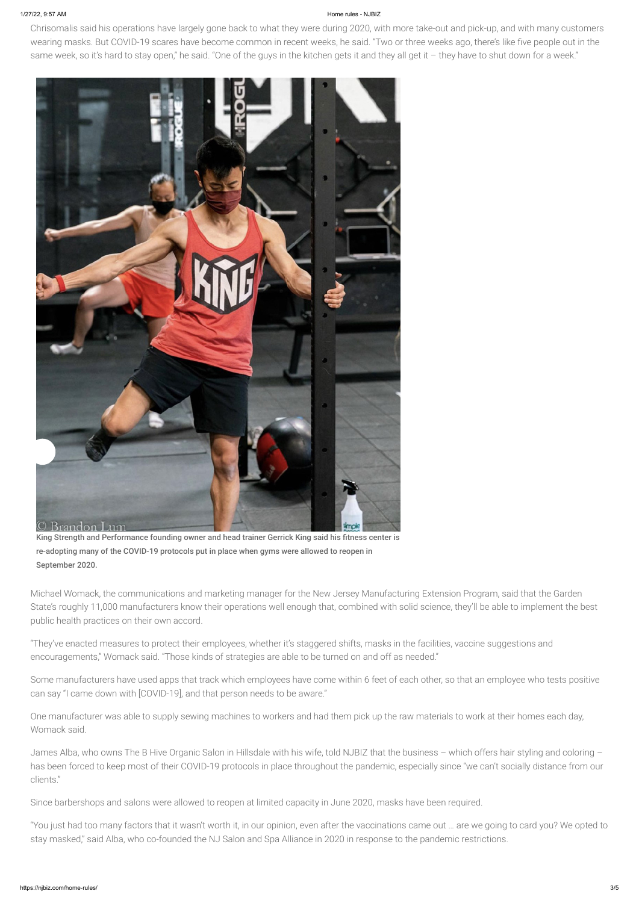Chrisomalis said his operations have largely gone back to what they were during 2020, with more take-out and pick-up, and with many customers wearing masks. But COVID-19 scares have become common in recent weeks, he said. "Two or three weeks ago, there's like five people out in the same week, so it's hard to stay open," he said. "One of the guys in the kitchen gets it and they all get it – they have to shut down for a week."

**King Strength and Performance founding owner and head trainer Gerrick King said his fitness center is re-adopting many of the COVID-19 protocols put in place when gyms were allowed to reopen in September 2020.**

Michael Womack, the communications and marketing manager for the New Jersey Manufacturing Extension Program, said that the Garden State's roughly 11,000 manufacturers know their operations well enough that, combined with solid science, they'll be able to implement the best public health practices on their own accord.

"They've enacted measures to protect their employees, whether it's staggered shifts, masks in the facilities, vaccine suggestions and encouragements," Womack said. "Those kinds of strategies are able to be turned on and off as needed."

Some manufacturers have used apps that track which employees have come within 6 feet of each other, so that an employee who tests positive can say "I came down with [COVID-19], and that person needs to be aware."

One manufacturer was able to supply sewing machines to workers and had them pick up the raw materials to work at their homes each day, Womack said.

James Alba, who owns The B Hive Organic Salon in Hillsdale with his wife, told NJBIZ that the business – which offers hair styling and coloring – has been forced to keep most of their COVID-19 protocols in place throughout the pandemic, especially since "we can't socially distance from our clients."

Since barbershops and salons were allowed to reopen at limited capacity in June 2020, masks have been required.

"You just had too many factors that it wasn't worth it, in our opinion, even after the vaccinations came out … are we going to card you? We opted to stay masked," said Alba, who co-founded the NJ Salon and Spa Alliance in 2020 in response to the pandemic restrictions.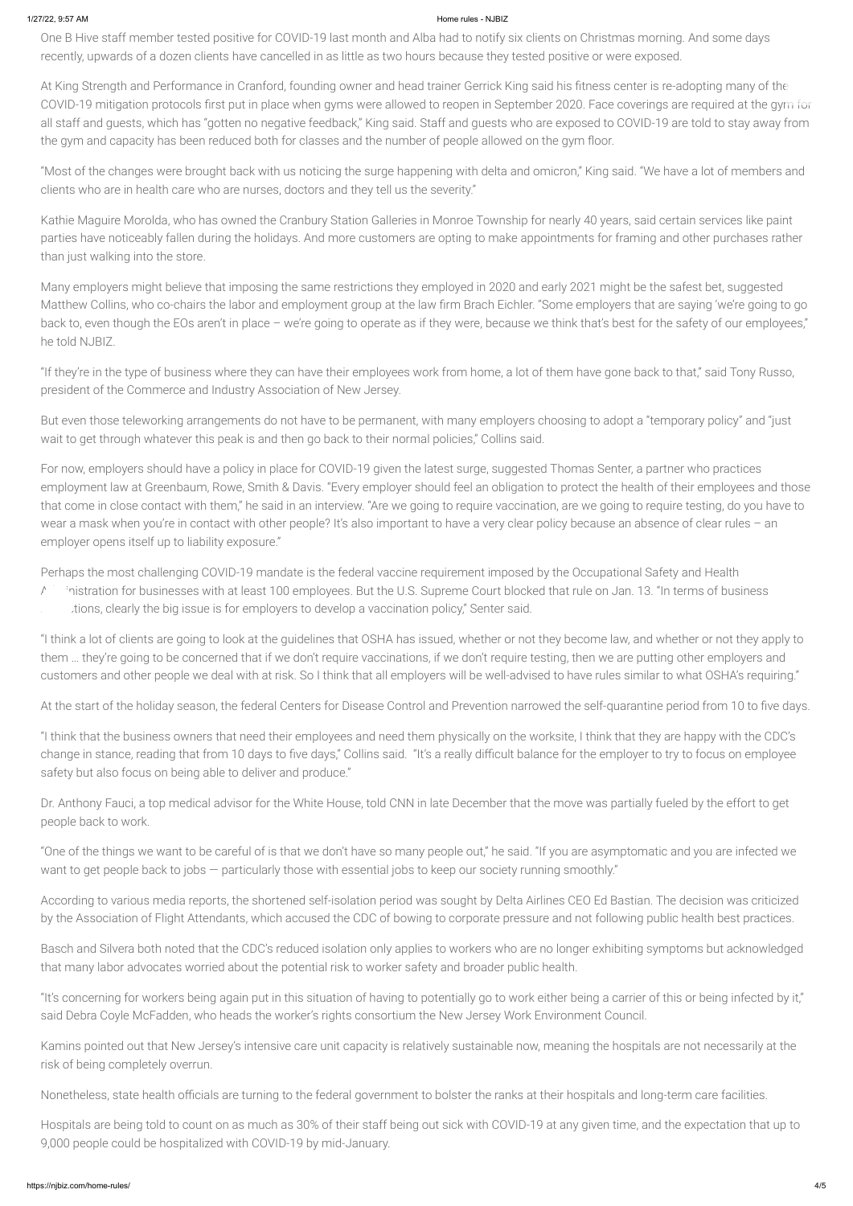One B Hive staff member tested positive for COVID-19 last month and Alba had to notify six clients on Christmas morning. And some days recently, upwards of a dozen clients have cancelled in as little as two hours because they tested positive or were exposed.

At King Strength and Performance in Cranford, founding owner and head trainer Gerrick King said his fitness center is re-adopting many of the COVID-19 mitigation protocols first put in place when gyms were allowed to reopen in September 2020. Face coverings are required at the gym for all staff and guests, which has "gotten no negative feedback," King said. Staff and guests who are exposed to COVID-19 are told to stay away from the gym and capacity has been reduced both for classes and the number of people allowed on the gym floor.

"Most of the changes were brought back with us noticing the surge happening with delta and omicron," King said. "We have a lot of members and clients who are in health care who are nurses, doctors and they tell us the severity."

Kathie Maguire Morolda, who has owned the Cranbury Station Galleries in Monroe Township for nearly 40 years, said certain services like paint parties have noticeably fallen during the holidays. And more customers are opting to make appointments for framing and other purchases rather than just walking into the store.

Many employers might believe that imposing the same restrictions they employed in 2020 and early 2021 might be the safest bet, suggested Matthew Collins, who co-chairs the labor and employment group at the law firm Brach Eichler. "Some employers that are saying 'we're going to go back to, even though the EOs aren't in place – we're going to operate as if they were, because we think that's best for the safety of our employees,'" he told NJBIZ.

"If they're in the type of business where they can have their employees work from home, a lot of them have gone back to that," said Tony Russo, president of the Commerce and Industry Association of New Jersey.

But even those teleworking arrangements do not have to be permanent, with many employers choosing to adopt a "temporary policy" and "just wait to get through whatever this peak is and then go back to their normal policies," Collins said.

For now, employers should have a policy in place for COVID-19 given the latest surge, suggested Thomas Senter, a partner who practices employment law at Greenbaum, Rowe, Smith & Davis. "Every employer should feel an obligation to protect the health of their employees and those that come in close contact with them," he said in an interview. "Are we going to require vaccination, are we going to require testing, do you have to wear a mask when you're in contact with other people? It's also important to have a very clear policy because an absence of clear rules – an employer opens itself up to liability exposure."

Perhaps the most challenging COVID-19 mandate is the federal vaccine requirement imposed by the Occupational Safety and Health Administration for businesses with at least 100 employees. But the U.S. Supreme Court blocked that rule on Jan. 13. "In terms of business operations, clearly the big issue is for employers to develop a vaccination policy," Senter said.

"I think a lot of clients are going to look at the guidelines that OSHA has issued, whether or not they become law, and whether or not they apply to them … they're going to be concerned that if we don't require vaccinations, if we don't require testing, then we are putting other employers and customers and other people we deal with at risk. So I think that all employers will be well-advised to have rules similar to what OSHA's requiring."

At the start of the holiday season, the federal Centers for Disease Control and Prevention narrowed the self-quarantine period from 10 to five days.

"I think that the business owners that need their employees and need them physically on the worksite, I think that they are happy with the CDC's change in stance, reading that from 10 days to five days," Collins said. "It's a really difficult balance for the employer to try to focus on employee safety but also focus on being able to deliver and produce."

Dr. Anthony Fauci, a top medical advisor for the White House, told CNN in late December that the move was partially fueled by the effort to get people back to work.

"One of the things we want to be careful of is that we don't have so many people out," he said. "If you are asymptomatic and you are infected we want to get people back to jobs — particularly those with essential jobs to keep our society running smoothly."

According to various media reports, the shortened self-isolation period was sought by Delta Airlines CEO Ed Bastian. The decision was criticized by the Association of Flight Attendants, which accused the CDC of bowing to corporate pressure and not following public health best practices.

Basch and Silvera both noted that the CDC's reduced isolation only applies to workers who are no longer exhibiting symptoms but acknowledged that many labor advocates worried about the potential risk to worker safety and broader public health.

"It's concerning for workers being again put in this situation of having to potentially go to work either being a carrier of this or being infected by it," said Debra Coyle McFadden, who heads the worker's rights consortium the New Jersey Work Environment Council.

Kamins pointed out that New Jersey's intensive care unit capacity is relatively sustainable now, meaning the hospitals are not necessarily at the risk of being completely overrun.

Nonetheless, state health officials are turning to the federal government to bolster the ranks at their hospitals and long-term care facilities.

Hospitals are being told to count on as much as 30% of their staff being out sick with COVID-19 at any given time, and the expectation that up to 9,000 people could be hospitalized with COVID-19 by mid-January.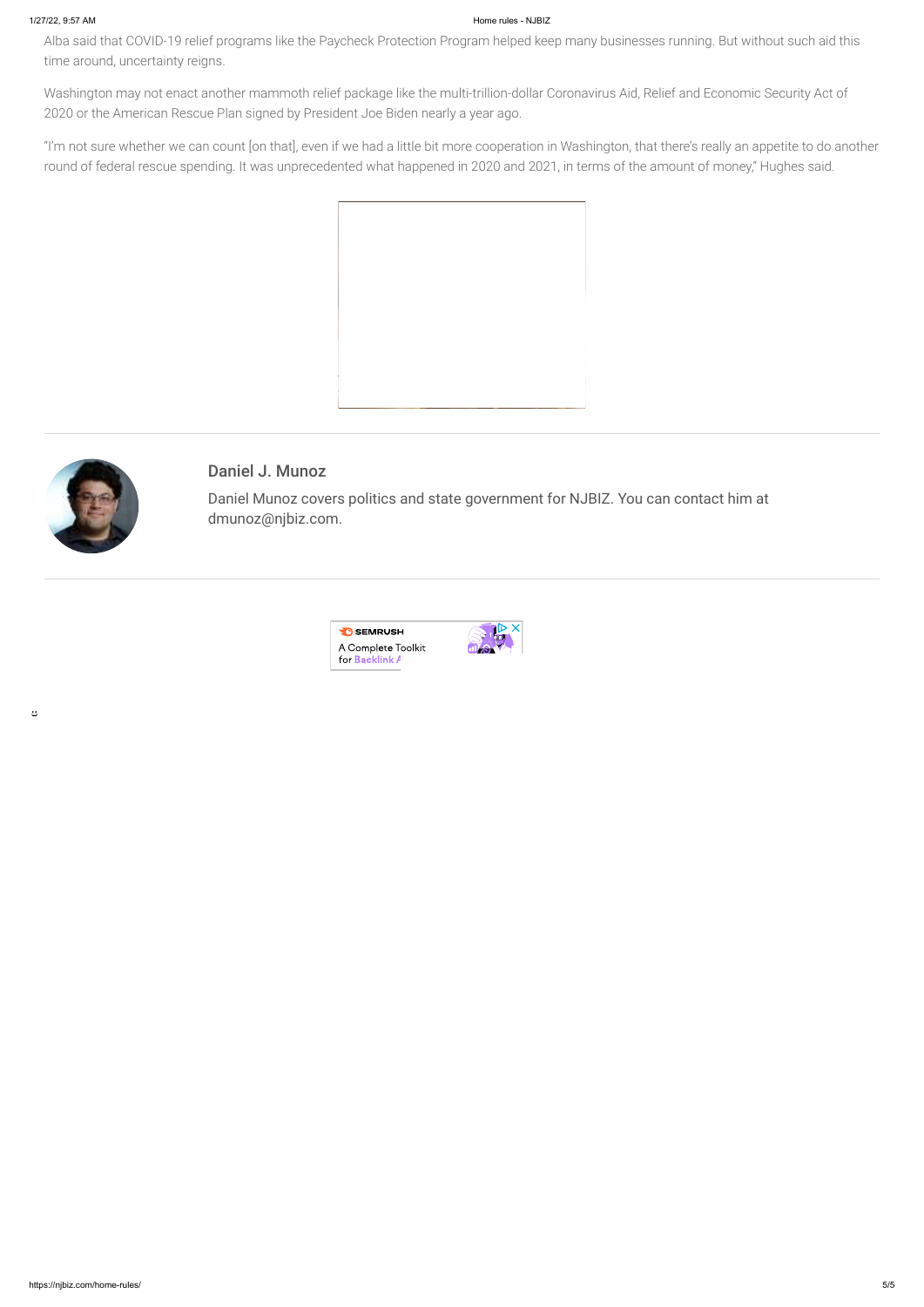Alba said that COVID-19 relief programs like the Paycheck Protection Program helped keep many businesses running. But without such aid this time around, uncertainty reigns.

Washington may not enact another mammoth relief package like the multi-trillion-dollar Coronavirus Aid, Relief and Economic Security Act of 2020 or the American Rescue Plan signed by President Joe Biden nearly a year ago.

"I'm not sure whether we can count [on that], even if we had a little bit more cooperation in Washington, that there's really an appetite to do another round of federal rescue spending. It was unprecedented what happened in 2020 and 2021, in terms of the amount of money," Hughes said.

## Daniel J. Munoz

Daniel Munoz covers politics and state government for NJBIZ. You can contact him at dmunoz@njbiz.com.